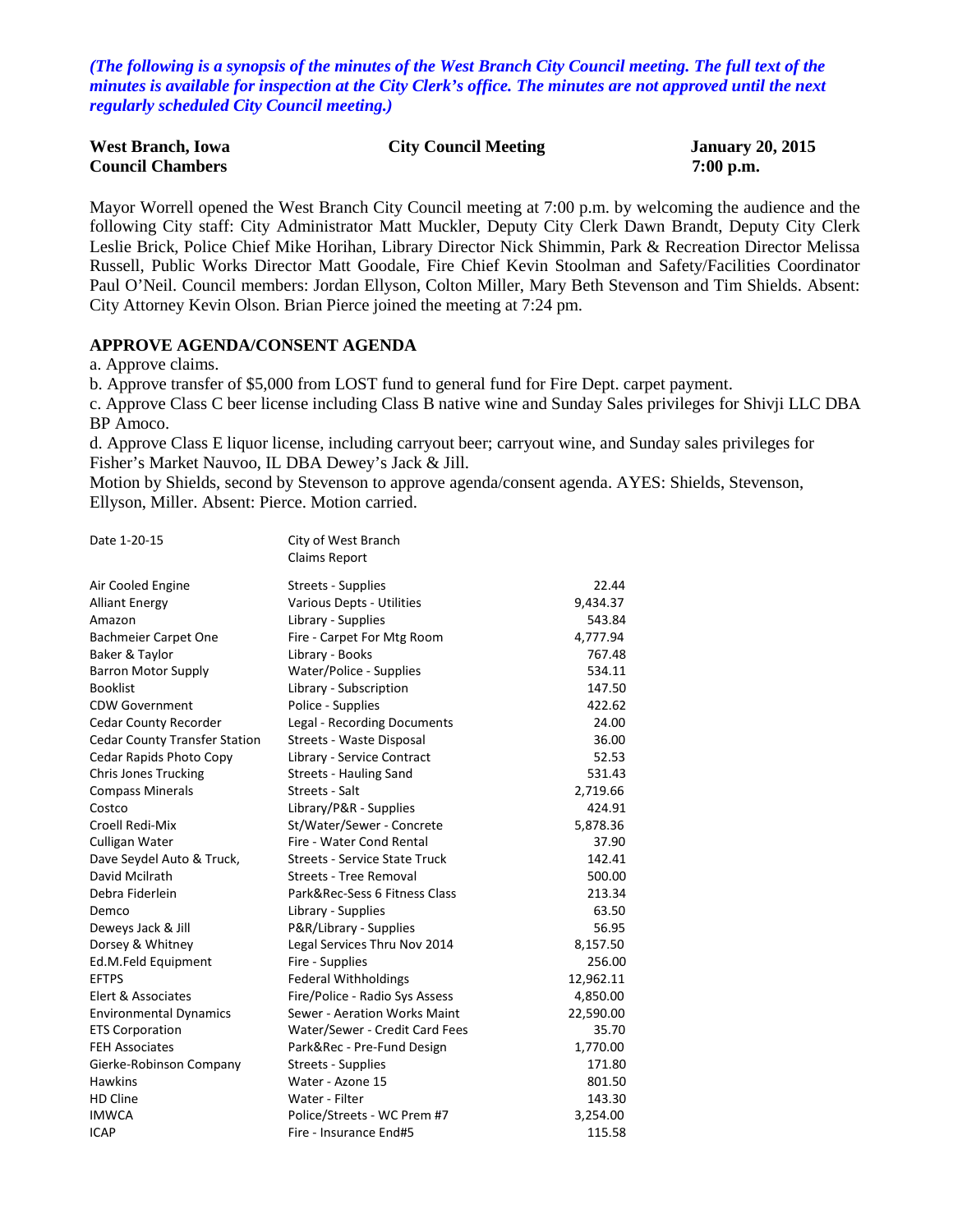*(The following is a synopsis of the minutes of the West Branch City Council meeting. The full text of the minutes is available for inspection at the City Clerk's office. The minutes are not approved until the next regularly scheduled City Council meeting.)*

**West Branch, Iowa** **City Council Meeting** **January 20, 2015**
**Council Chambers** **7:00 p.m.**

Mayor Worrell opened the West Branch City Council meeting at 7:00 p.m. by welcoming the audience and the following City staff: City Administrator Matt Muckler, Deputy City Clerk Dawn Brandt, Deputy City Clerk Leslie Brick, Police Chief Mike Horihan, Library Director Nick Shimmin, Park & Recreation Director Melissa Russell, Public Works Director Matt Goodale, Fire Chief Kevin Stoolman and Safety/Facilities Coordinator Paul O'Neil. Council members: Jordan Ellyson, Colton Miller, Mary Beth Stevenson and Tim Shields. Absent: City Attorney Kevin Olson. Brian Pierce joined the meeting at 7:24 pm.

## APPROVE AGENDA/CONSENT AGENDA

a. Approve claims.
b. Approve transfer of $5,000 from LOST fund to general fund for Fire Dept. carpet payment.
c. Approve Class C beer license including Class B native wine and Sunday Sales privileges for Shivji LLC DBA BP Amoco.
d. Approve Class E liquor license, including carryout beer; carryout wine, and Sunday sales privileges for Fisher's Market Nauvoo, IL DBA Dewey's Jack & Jill.
Motion by Shields, second by Stevenson to approve agenda/consent agenda. AYES: Shields, Stevenson, Ellyson, Miller. Absent: Pierce. Motion carried.

| Date 1-20-15 | City of West Branch | |
|---|---|---|
| | Claims Report | |
| Air Cooled Engine | Streets - Supplies | 22.44 |
| Alliant Energy | Various Depts - Utilities | 9,434.37 |
| Amazon | Library - Supplies | 543.84 |
| Bachmeier Carpet One | Fire - Carpet For Mtg Room | 4,777.94 |
| Baker & Taylor | Library - Books | 767.48 |
| Barron Motor Supply | Water/Police - Supplies | 534.11 |
| Booklist | Library - Subscription | 147.50 |
| CDW Government | Police - Supplies | 422.62 |
| Cedar County Recorder | Legal - Recording Documents | 24.00 |
| Cedar County Transfer Station | Streets - Waste Disposal | 36.00 |
| Cedar Rapids Photo Copy | Library - Service Contract | 52.53 |
| Chris Jones Trucking | Streets - Hauling Sand | 531.43 |
| Compass Minerals | Streets - Salt | 2,719.66 |
| Costco | Library/P&R - Supplies | 424.91 |
| Croell Redi-Mix | St/Water/Sewer - Concrete | 5,878.36 |
| Culligan Water | Fire - Water Cond Rental | 37.90 |
| Dave Seydel Auto & Truck, | Streets - Service State Truck | 142.41 |
| David Mcilrath | Streets - Tree Removal | 500.00 |
| Debra Fiderlein | Park&Rec-Sess 6 Fitness Class | 213.34 |
| Demco | Library - Supplies | 63.50 |
| Deweys Jack & Jill | P&R/Library - Supplies | 56.95 |
| Dorsey & Whitney | Legal Services Thru Nov 2014 | 8,157.50 |
| Ed.M.Feld Equipment | Fire - Supplies | 256.00 |
| EFTPS | Federal Withholdings | 12,962.11 |
| Elert & Associates | Fire/Police - Radio Sys Assess | 4,850.00 |
| Environmental Dynamics | Sewer - Aeration Works Maint | 22,590.00 |
| ETS Corporation | Water/Sewer - Credit Card Fees | 35.70 |
| FEH Associates | Park&Rec - Pre-Fund Design | 1,770.00 |
| Gierke-Robinson Company | Streets - Supplies | 171.80 |
| Hawkins | Water - Azone 15 | 801.50 |
| HD Cline | Water - Filter | 143.30 |
| IMWCA | Police/Streets - WC Prem #7 | 3,254.00 |
| ICAP | Fire - Insurance End#5 | 115.58 |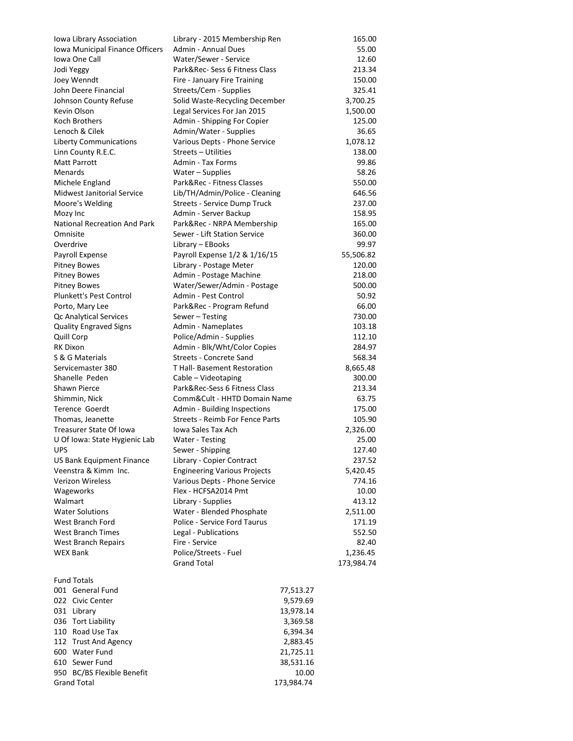| | | |
|---|---|---|
| Iowa Library Association | Library - 2015 Membership Ren | 165.00 |
| Iowa Municipal Finance Officers | Admin - Annual Dues | 55.00 |
| Iowa One Call | Water/Sewer - Service | 12.60 |
| Jodi Yeggy | Park&Rec- Sess 6 Fitness Class | 213.34 |
| Joey Wenndt | Fire - January Fire Training | 150.00 |
| John Deere Financial | Streets/Cem - Supplies | 325.41 |
| Johnson County Refuse | Solid Waste-Recycling December | 3,700.25 |
| Kevin Olson | Legal Services For Jan 2015 | 1,500.00 |
| Koch Brothers | Admin - Shipping For Copier | 125.00 |
| Lenoch & Cilek | Admin/Water - Supplies | 36.65 |
| Liberty Communications | Various Depts - Phone Service | 1,078.12 |
| Linn County R.E.C. | Streets – Utilities | 138.00 |
| Matt Parrott | Admin - Tax Forms | 99.86 |
| Menards | Water – Supplies | 58.26 |
| Michele England | Park&Rec - Fitness Classes | 550.00 |
| Midwest Janitorial Service | Lib/TH/Admin/Police - Cleaning | 646.56 |
| Moore's Welding | Streets - Service Dump Truck | 237.00 |
| Mozy Inc | Admin - Server Backup | 158.95 |
| National Recreation And Park | Park&Rec - NRPA Membership | 165.00 |
| Omnisite | Sewer - Lift Station Service | 360.00 |
| Overdrive | Library – EBooks | 99.97 |
| Payroll Expense | Payroll Expense 1/2 & 1/16/15 | 55,506.82 |
| Pitney Bowes | Library - Postage Meter | 120.00 |
| Pitney Bowes | Admin - Postage Machine | 218.00 |
| Pitney Bowes | Water/Sewer/Admin - Postage | 500.00 |
| Plunkett's Pest Control | Admin - Pest Control | 50.92 |
| Porto, Mary Lee | Park&Rec - Program Refund | 66.00 |
| Qc Analytical Services | Sewer – Testing | 730.00 |
| Quality Engraved Signs | Admin - Nameplates | 103.18 |
| Quill Corp | Police/Admin - Supplies | 112.10 |
| RK Dixon | Admin - Blk/Wht/Color Copies | 284.97 |
| S & G Materials | Streets - Concrete Sand | 568.34 |
| Servicemaster 380 | T Hall- Basement Restoration | 8,665.48 |
| Shanelle Peden | Cable – Videotaping | 300.00 |
| Shawn Pierce | Park&Rec-Sess 6 Fitness Class | 213.34 |
| Shimmin, Nick | Comm&Cult - HHTD Domain Name | 63.75 |
| Terence Goerdt | Admin - Building Inspections | 175.00 |
| Thomas, Jeanette | Streets - Reimb For Fence Parts | 105.90 |
| Treasurer State Of Iowa | Iowa Sales Tax Ach | 2,326.00 |
| U Of Iowa: State Hygienic Lab | Water - Testing | 25.00 |
| UPS | Sewer - Shipping | 127.40 |
| US Bank Equipment Finance | Library - Copier Contract | 237.52 |
| Veenstra & Kimm Inc. | Engineering Various Projects | 5,420.45 |
| Verizon Wireless | Various Depts - Phone Service | 774.16 |
| Wageworks | Flex - HCFSA2014 Pmt | 10.00 |
| Walmart | Library - Supplies | 413.12 |
| Water Solutions | Water - Blended Phosphate | 2,511.00 |
| West Branch Ford | Police - Service Ford Taurus | 171.19 |
| West Branch Times | Legal - Publications | 552.50 |
| West Branch Repairs | Fire - Service | 82.40 |
| WEX Bank | Police/Streets - Fuel | 1,236.45 |
| | Grand Total | 173,984.74 |

Fund Totals

| | |
|---|---|
| 001 General Fund | 77,513.27 |
| 022 Civic Center | 9,579.69 |
| 031 Library | 13,978.14 |
| 036 Tort Liability | 3,369.58 |
| 110 Road Use Tax | 6,394.34 |
| 112 Trust And Agency | 2,883.45 |
| 600 Water Fund | 21,725.11 |
| 610 Sewer Fund | 38,531.16 |
| 950 BC/BS Flexible Benefit | 10.00 |
| Grand Total | 173,984.74 |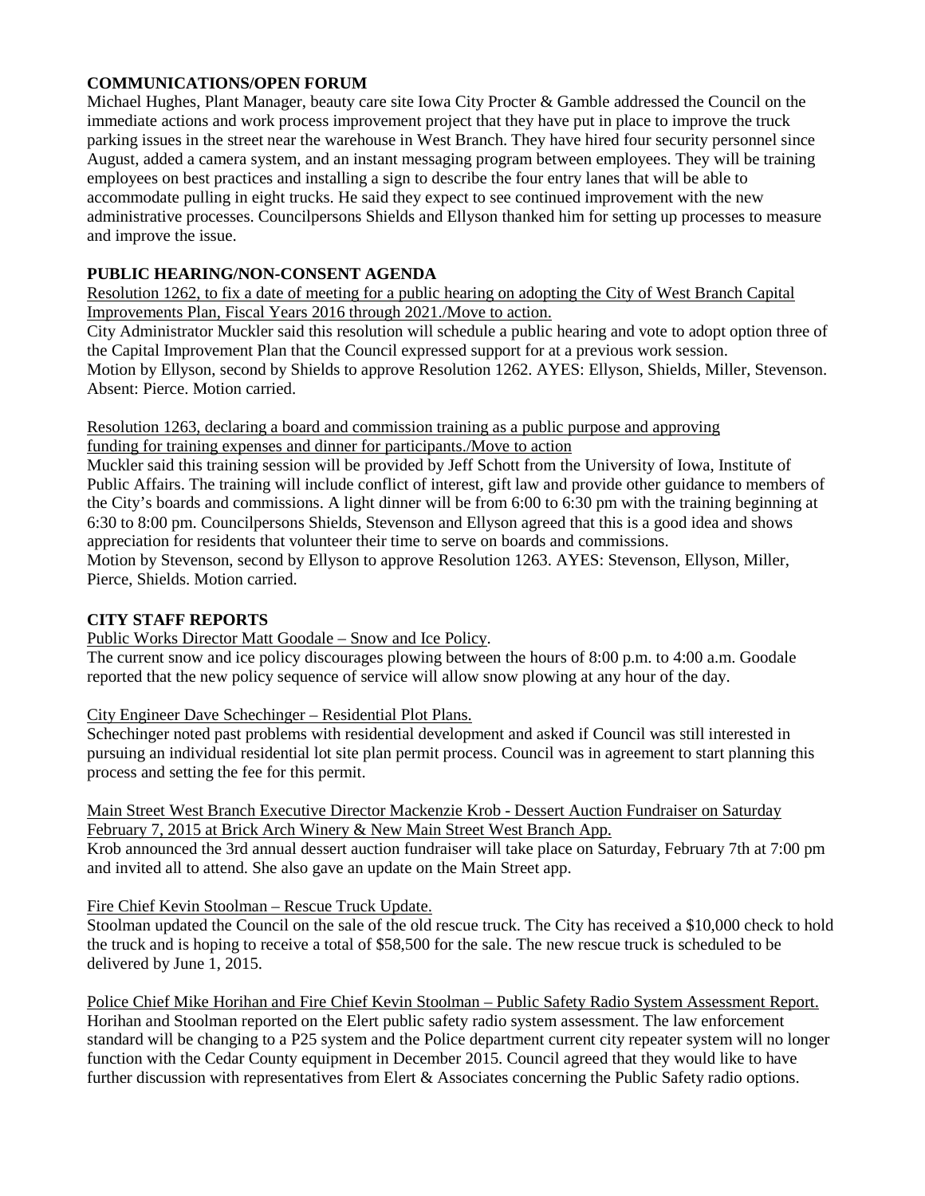## COMMUNICATIONS/OPEN FORUM

Michael Hughes, Plant Manager, beauty care site Iowa City Procter & Gamble addressed the Council on the immediate actions and work process improvement project that they have put in place to improve the truck parking issues in the street near the warehouse in West Branch. They have hired four security personnel since August, added a camera system, and an instant messaging program between employees. They will be training employees on best practices and installing a sign to describe the four entry lanes that will be able to accommodate pulling in eight trucks. He said they expect to see continued improvement with the new administrative processes. Councilpersons Shields and Ellyson thanked him for setting up processes to measure and improve the issue.

## PUBLIC HEARING/NON-CONSENT AGENDA

Resolution 1262, to fix a date of meeting for a public hearing on adopting the City of West Branch Capital Improvements Plan, Fiscal Years 2016 through 2021./Move to action.

City Administrator Muckler said this resolution will schedule a public hearing and vote to adopt option three of the Capital Improvement Plan that the Council expressed support for at a previous work session.
Motion by Ellyson, second by Shields to approve Resolution 1262. AYES: Ellyson, Shields, Miller, Stevenson. Absent: Pierce. Motion carried.

Resolution 1263, declaring a board and commission training as a public purpose and approving funding for training expenses and dinner for participants./Move to action

Muckler said this training session will be provided by Jeff Schott from the University of Iowa, Institute of Public Affairs. The training will include conflict of interest, gift law and provide other guidance to members of the City's boards and commissions. A light dinner will be from 6:00 to 6:30 pm with the training beginning at 6:30 to 8:00 pm. Councilpersons Shields, Stevenson and Ellyson agreed that this is a good idea and shows appreciation for residents that volunteer their time to serve on boards and commissions.
Motion by Stevenson, second by Ellyson to approve Resolution 1263. AYES: Stevenson, Ellyson, Miller, Pierce, Shields. Motion carried.

## CITY STAFF REPORTS

Public Works Director Matt Goodale – Snow and Ice Policy.

The current snow and ice policy discourages plowing between the hours of 8:00 p.m. to 4:00 a.m. Goodale reported that the new policy sequence of service will allow snow plowing at any hour of the day.

City Engineer Dave Schechinger – Residential Plot Plans.

Schechinger noted past problems with residential development and asked if Council was still interested in pursuing an individual residential lot site plan permit process. Council was in agreement to start planning this process and setting the fee for this permit.

Main Street West Branch Executive Director Mackenzie Krob - Dessert Auction Fundraiser on Saturday February 7, 2015 at Brick Arch Winery & New Main Street West Branch App.

Krob announced the 3rd annual dessert auction fundraiser will take place on Saturday, February 7th at 7:00 pm and invited all to attend. She also gave an update on the Main Street app.

Fire Chief Kevin Stoolman – Rescue Truck Update.

Stoolman updated the Council on the sale of the old rescue truck. The City has received a $10,000 check to hold the truck and is hoping to receive a total of $58,500 for the sale. The new rescue truck is scheduled to be delivered by June 1, 2015.

Police Chief Mike Horihan and Fire Chief Kevin Stoolman – Public Safety Radio System Assessment Report.

Horihan and Stoolman reported on the Elert public safety radio system assessment. The law enforcement standard will be changing to a P25 system and the Police department current city repeater system will no longer function with the Cedar County equipment in December 2015. Council agreed that they would like to have further discussion with representatives from Elert & Associates concerning the Public Safety radio options.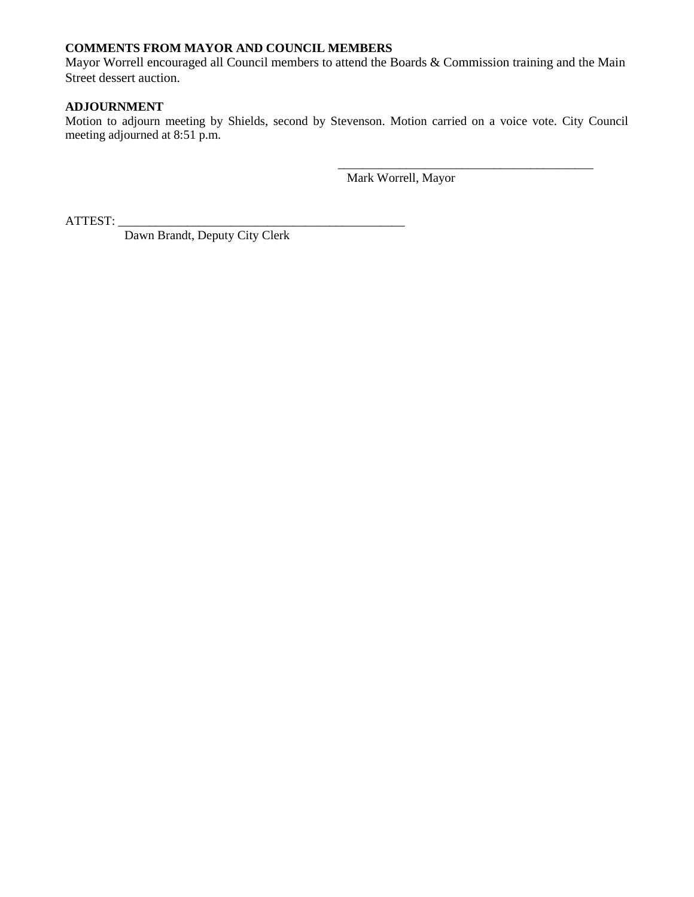**COMMENTS FROM MAYOR AND COUNCIL MEMBERS**

Mayor Worrell encouraged all Council members to attend the Boards & Commission training and the Main Street dessert auction.

**ADJOURNMENT**

Motion to adjourn meeting by Shields, second by Stevenson. Motion carried on a voice vote. City Council meeting adjourned at 8:51 p.m.

\_\_\_\_\_\_\_\_\_\_\_\_\_\_\_\_\_\_\_\_\_\_\_\_\_\_\_\_\_\_\_\_\_\_\_\_\_\_\_\_\_\_\_\_
Mark Worrell, Mayor

ATTEST: \_\_\_\_\_\_\_\_\_\_\_\_\_\_\_\_\_\_\_\_\_\_\_\_\_\_\_\_\_\_\_\_\_\_\_\_\_\_\_\_\_\_\_\_\_\_\_\_
Dawn Brandt, Deputy City Clerk